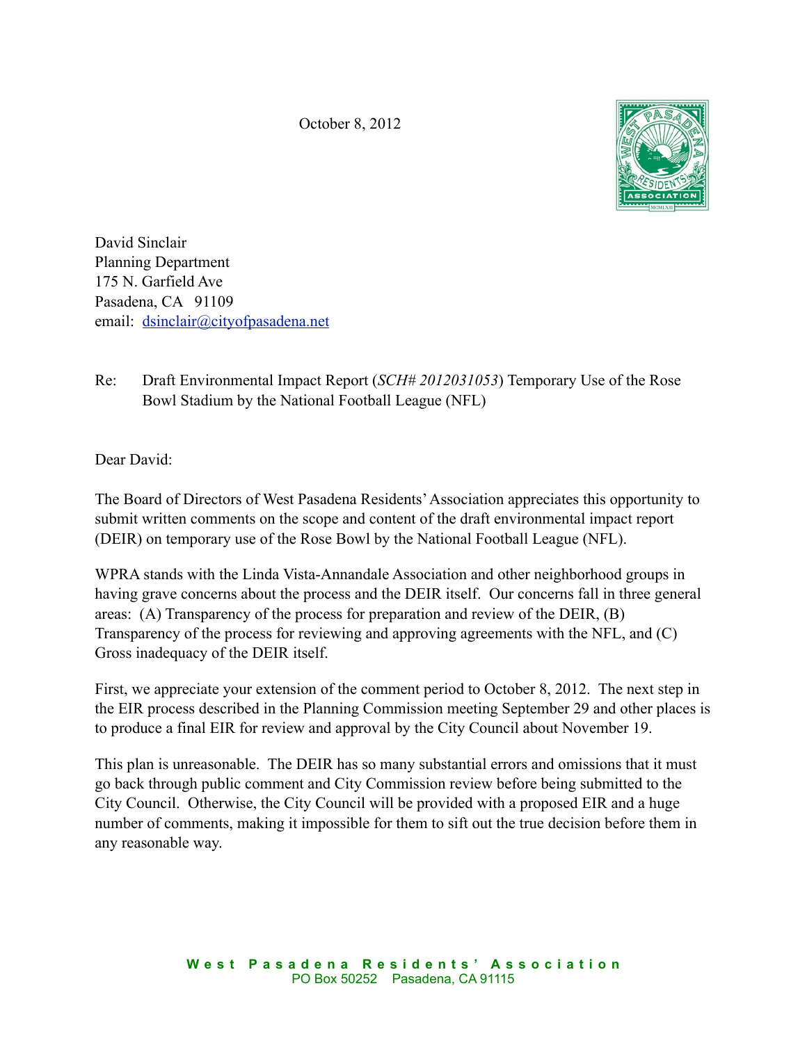October 8, 2012

David Sinclair
Planning Department
175 N. Garfield Ave
Pasadena, CA 91109
email: dsinclair@cityofpasadena.net

Re: Draft Environmental Impact Report (*SCH# 2012031053*) Temporary Use of the Rose Bowl Stadium by the National Football League (NFL)

Dear David:

The Board of Directors of West Pasadena Residents' Association appreciates this opportunity to submit written comments on the scope and content of the draft environmental impact report (DEIR) on temporary use of the Rose Bowl by the National Football League (NFL).

WPRA stands with the Linda Vista-Annandale Association and other neighborhood groups in having grave concerns about the process and the DEIR itself. Our concerns fall in three general areas: (A) Transparency of the process for preparation and review of the DEIR, (B) Transparency of the process for reviewing and approving agreements with the NFL, and (C) Gross inadequacy of the DEIR itself.

First, we appreciate your extension of the comment period to October 8, 2012. The next step in the EIR process described in the Planning Commission meeting September 29 and other places is to produce a final EIR for review and approval by the City Council about November 19.

This plan is unreasonable. The DEIR has so many substantial errors and omissions that it must go back through public comment and City Commission review before being submitted to the City Council. Otherwise, the City Council will be provided with a proposed EIR and a huge number of comments, making it impossible for them to sift out the true decision before them in any reasonable way.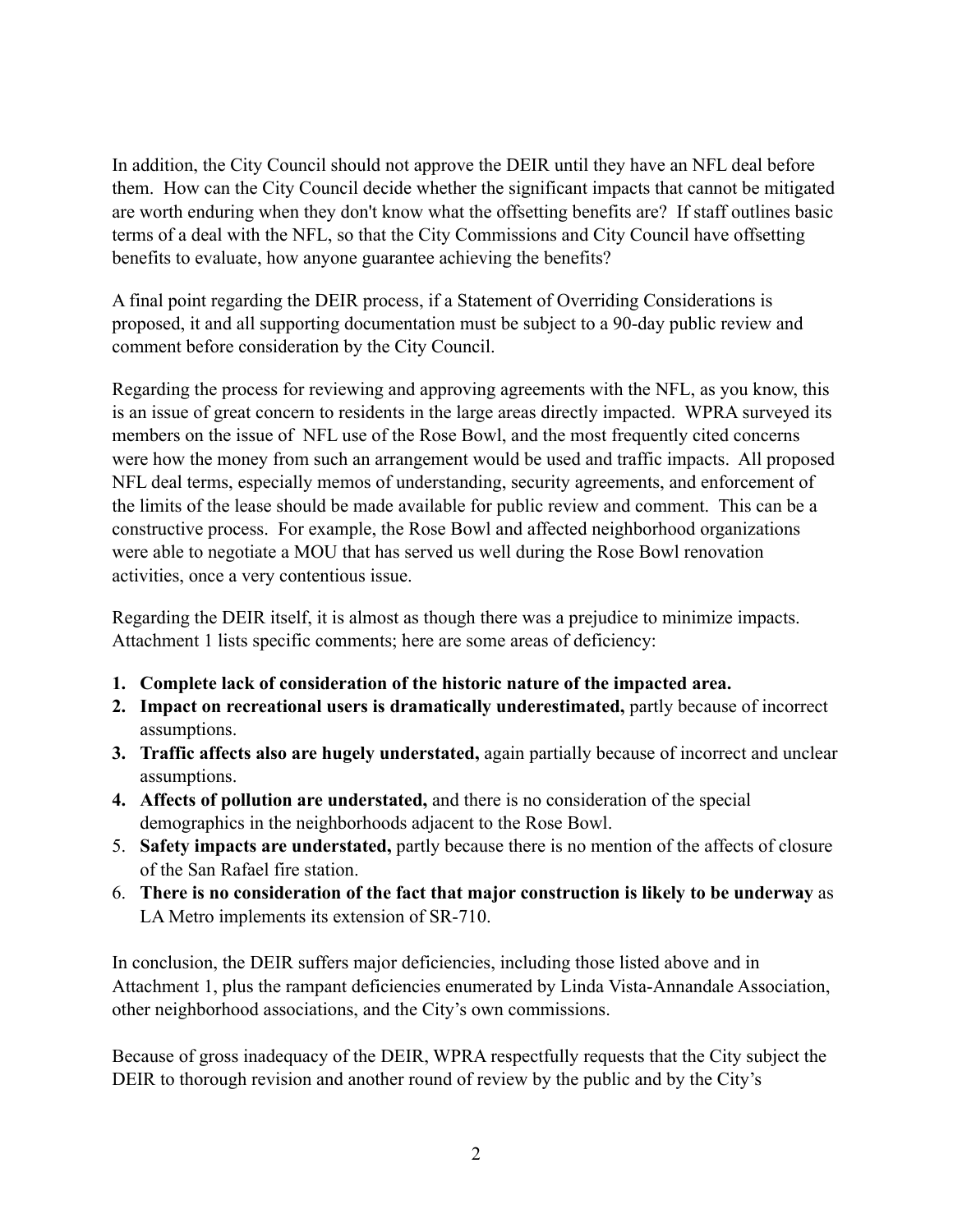In addition, the City Council should not approve the DEIR until they have an NFL deal before them. How can the City Council decide whether the significant impacts that cannot be mitigated are worth enduring when they don't know what the offsetting benefits are? If staff outlines basic terms of a deal with the NFL, so that the City Commissions and City Council have offsetting benefits to evaluate, how anyone guarantee achieving the benefits?

A final point regarding the DEIR process, if a Statement of Overriding Considerations is proposed, it and all supporting documentation must be subject to a 90-day public review and comment before consideration by the City Council.

Regarding the process for reviewing and approving agreements with the NFL, as you know, this is an issue of great concern to residents in the large areas directly impacted. WPRA surveyed its members on the issue of NFL use of the Rose Bowl, and the most frequently cited concerns were how the money from such an arrangement would be used and traffic impacts. All proposed NFL deal terms, especially memos of understanding, security agreements, and enforcement of the limits of the lease should be made available for public review and comment. This can be a constructive process. For example, the Rose Bowl and affected neighborhood organizations were able to negotiate a MOU that has served us well during the Rose Bowl renovation activities, once a very contentious issue.

Regarding the DEIR itself, it is almost as though there was a prejudice to minimize impacts. Attachment 1 lists specific comments; here are some areas of deficiency:

1. **Complete lack of consideration of the historic nature of the impacted area.**
2. **Impact on recreational users is dramatically underestimated,** partly because of incorrect assumptions.
3. **Traffic affects also are hugely understated,** again partially because of incorrect and unclear assumptions.
4. **Affects of pollution are understated,** and there is no consideration of the special demographics in the neighborhoods adjacent to the Rose Bowl.
5. **Safety impacts are understated,** partly because there is no mention of the affects of closure of the San Rafael fire station.
6. **There is no consideration of the fact that major construction is likely to be underway** as LA Metro implements its extension of SR-710.

In conclusion, the DEIR suffers major deficiencies, including those listed above and in Attachment 1, plus the rampant deficiencies enumerated by Linda Vista-Annandale Association, other neighborhood associations, and the City's own commissions.

Because of gross inadequacy of the DEIR, WPRA respectfully requests that the City subject the DEIR to thorough revision and another round of review by the public and by the City's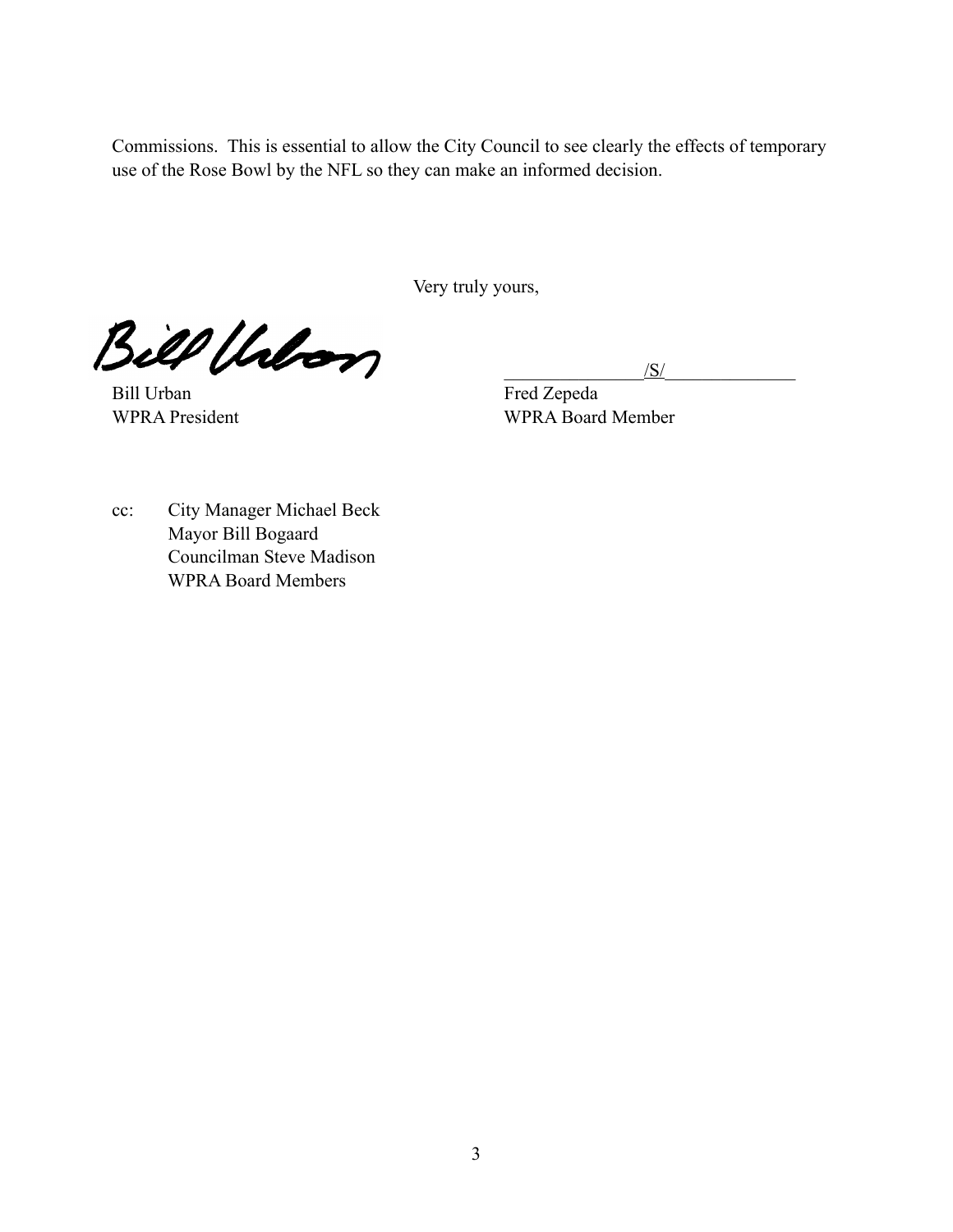Commissions. This is essential to allow the City Council to see clearly the effects of temporary use of the Rose Bowl by the NFL so they can make an informed decision.

Very truly yours,

Bill Urban
WPRA President

/S/
Fred Zepeda
WPRA Board Member

cc: City Manager Michael Beck
Mayor Bill Bogaard
Councilman Steve Madison
WPRA Board Members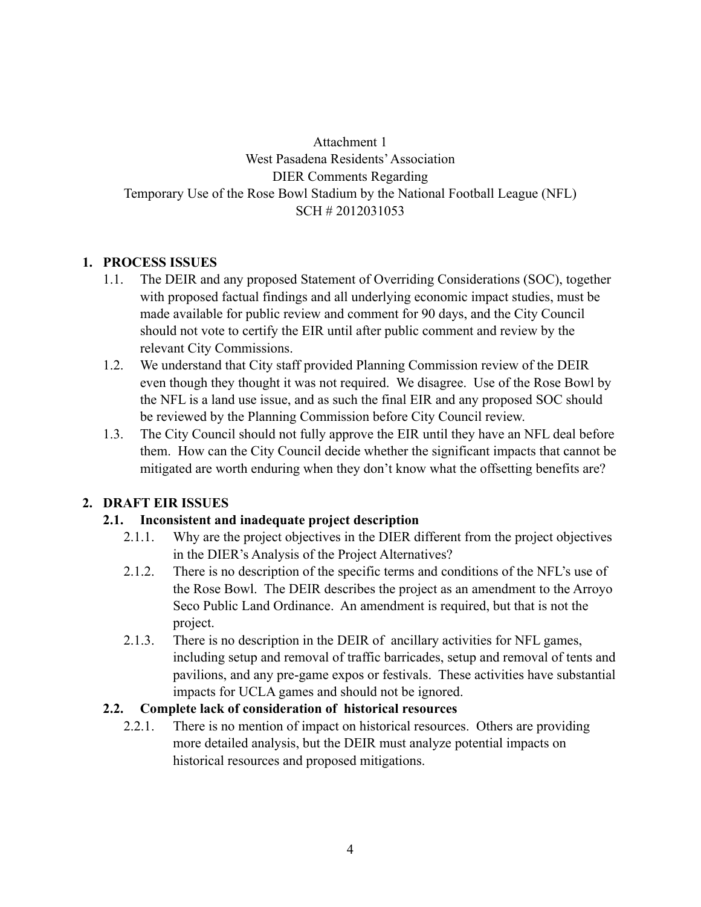Attachment 1
West Pasadena Residents' Association
DIER Comments Regarding
Temporary Use of the Rose Bowl Stadium by the National Football League (NFL)
SCH # 2012031053

## 1. PROCESS ISSUES

1.1. The DEIR and any proposed Statement of Overriding Considerations (SOC), together with proposed factual findings and all underlying economic impact studies, must be made available for public review and comment for 90 days, and the City Council should not vote to certify the EIR until after public comment and review by the relevant City Commissions.

1.2. We understand that City staff provided Planning Commission review of the DEIR even though they thought it was not required. We disagree. Use of the Rose Bowl by the NFL is a land use issue, and as such the final EIR and any proposed SOC should be reviewed by the Planning Commission before City Council review.

1.3. The City Council should not fully approve the EIR until they have an NFL deal before them. How can the City Council decide whether the significant impacts that cannot be mitigated are worth enduring when they don't know what the offsetting benefits are?

## 2. DRAFT EIR ISSUES

### 2.1. Inconsistent and inadequate project description

2.1.1. Why are the project objectives in the DIER different from the project objectives in the DIER's Analysis of the Project Alternatives?

2.1.2. There is no description of the specific terms and conditions of the NFL's use of the Rose Bowl. The DEIR describes the project as an amendment to the Arroyo Seco Public Land Ordinance. An amendment is required, but that is not the project.

2.1.3. There is no description in the DEIR of ancillary activities for NFL games, including setup and removal of traffic barricades, setup and removal of tents and pavilions, and any pre-game expos or festivals. These activities have substantial impacts for UCLA games and should not be ignored.

### 2.2. Complete lack of consideration of historical resources

2.2.1. There is no mention of impact on historical resources. Others are providing more detailed analysis, but the DEIR must analyze potential impacts on historical resources and proposed mitigations.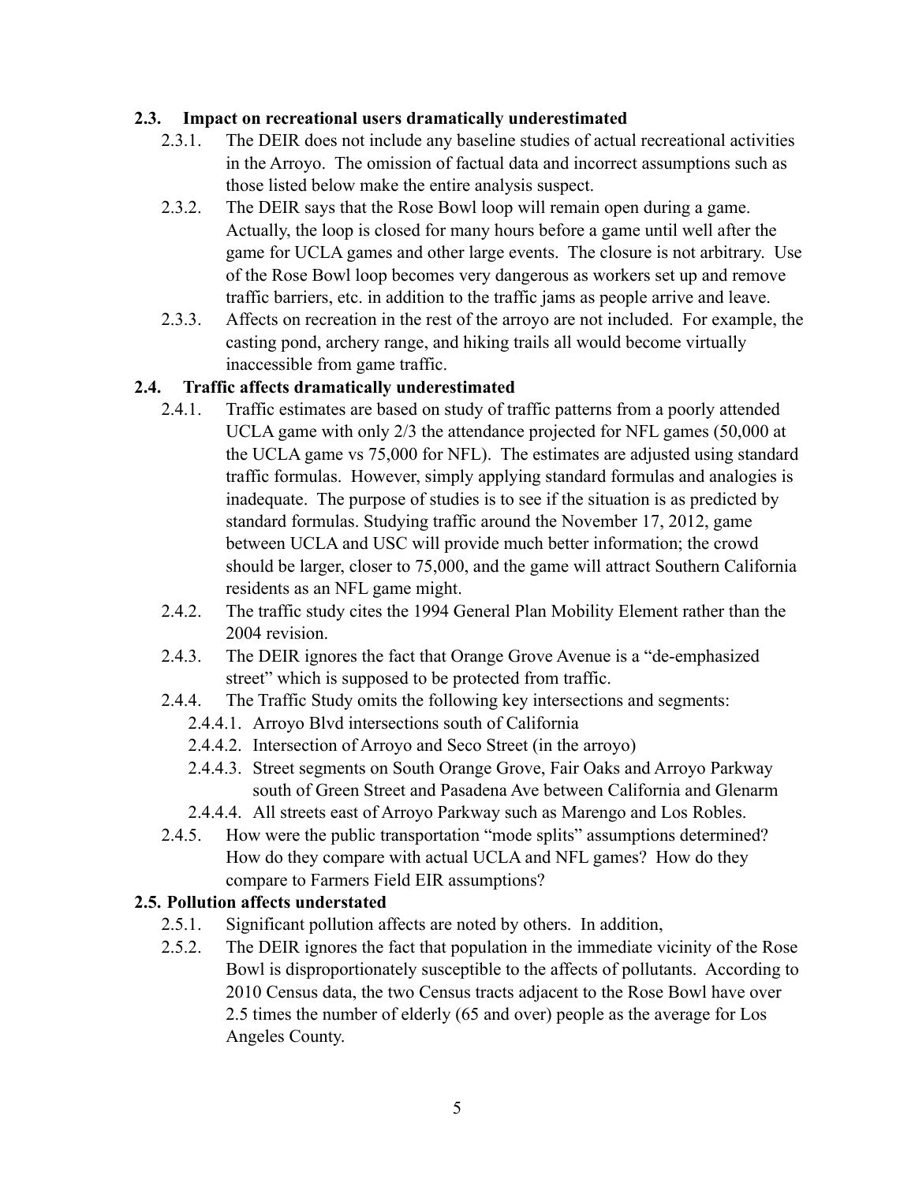### 2.3. Impact on recreational users dramatically underestimated

- 2.3.1. The DEIR does not include any baseline studies of actual recreational activities in the Arroyo. The omission of factual data and incorrect assumptions such as those listed below make the entire analysis suspect.
- 2.3.2. The DEIR says that the Rose Bowl loop will remain open during a game. Actually, the loop is closed for many hours before a game until well after the game for UCLA games and other large events. The closure is not arbitrary. Use of the Rose Bowl loop becomes very dangerous as workers set up and remove traffic barriers, etc. in addition to the traffic jams as people arrive and leave.
- 2.3.3. Affects on recreation in the rest of the arroyo are not included. For example, the casting pond, archery range, and hiking trails all would become virtually inaccessible from game traffic.

### 2.4. Traffic affects dramatically underestimated

- 2.4.1. Traffic estimates are based on study of traffic patterns from a poorly attended UCLA game with only 2/3 the attendance projected for NFL games (50,000 at the UCLA game vs 75,000 for NFL). The estimates are adjusted using standard traffic formulas. However, simply applying standard formulas and analogies is inadequate. The purpose of studies is to see if the situation is as predicted by standard formulas. Studying traffic around the November 17, 2012, game between UCLA and USC will provide much better information; the crowd should be larger, closer to 75,000, and the game will attract Southern California residents as an NFL game might.
- 2.4.2. The traffic study cites the 1994 General Plan Mobility Element rather than the 2004 revision.
- 2.4.3. The DEIR ignores the fact that Orange Grove Avenue is a "de-emphasized street" which is supposed to be protected from traffic.
- 2.4.4. The Traffic Study omits the following key intersections and segments:
  - 2.4.4.1. Arroyo Blvd intersections south of California
  - 2.4.4.2. Intersection of Arroyo and Seco Street (in the arroyo)
  - 2.4.4.3. Street segments on South Orange Grove, Fair Oaks and Arroyo Parkway south of Green Street and Pasadena Ave between California and Glenarm
  - 2.4.4.4. All streets east of Arroyo Parkway such as Marengo and Los Robles.
- 2.4.5. How were the public transportation "mode splits" assumptions determined? How do they compare with actual UCLA and NFL games? How do they compare to Farmers Field EIR assumptions?

### 2.5. Pollution affects understated

- 2.5.1. Significant pollution affects are noted by others. In addition,
- 2.5.2. The DEIR ignores the fact that population in the immediate vicinity of the Rose Bowl is disproportionately susceptible to the affects of pollutants. According to 2010 Census data, the two Census tracts adjacent to the Rose Bowl have over 2.5 times the number of elderly (65 and over) people as the average for Los Angeles County.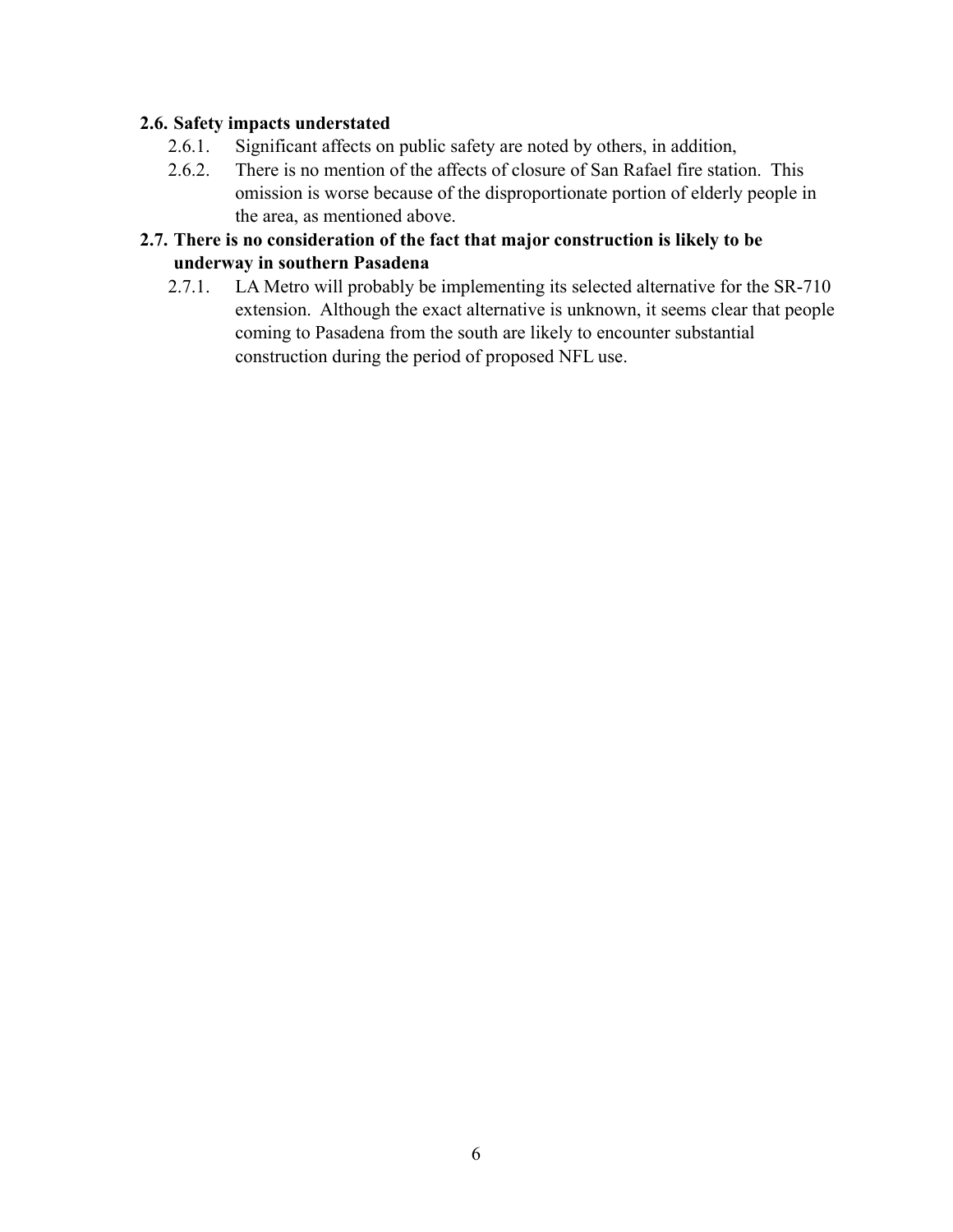**2.6. Safety impacts understated**

- 2.6.1. Significant affects on public safety are noted by others, in addition,
- 2.6.2. There is no mention of the affects of closure of San Rafael fire station. This omission is worse because of the disproportionate portion of elderly people in the area, as mentioned above.

**2.7. There is no consideration of the fact that major construction is likely to be underway in southern Pasadena**

- 2.7.1. LA Metro will probably be implementing its selected alternative for the SR-710 extension. Although the exact alternative is unknown, it seems clear that people coming to Pasadena from the south are likely to encounter substantial construction during the period of proposed NFL use.